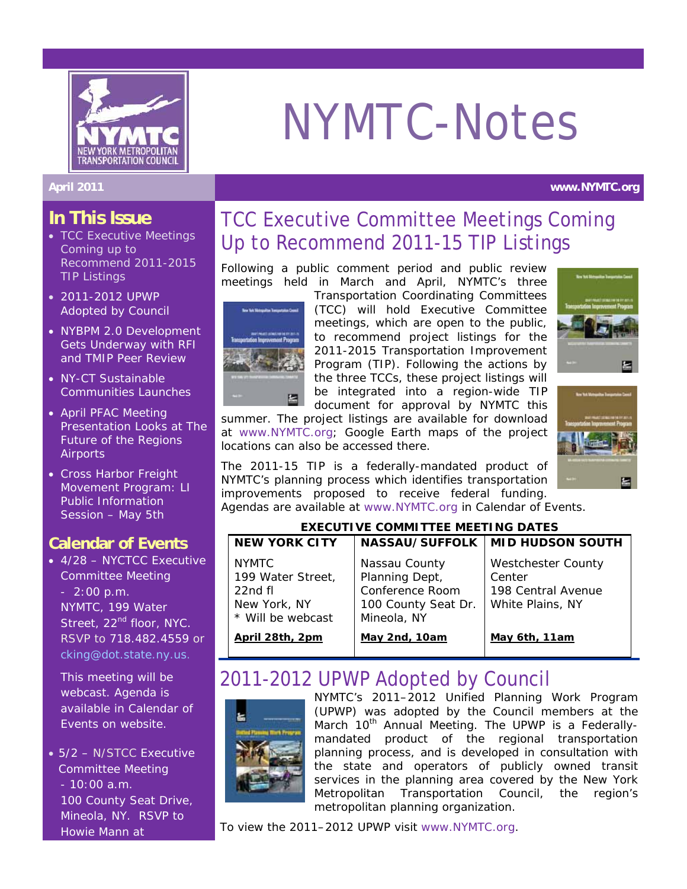# NYMTC-Notes

**April 2011** **www.NYMTC.org**

## In This Issue

- TCC Executive Meetings Coming up to Recommend 2011-2015 TIP Listings
- 2011-2012 UPWP Adopted by Council
- NYBPM 2.0 Development Gets Underway with RFI and TMIP Peer Review
- NY-CT Sustainable Communities Launches
- April PFAC Meeting Presentation Looks at The Future of the Regions Airports
- Cross Harbor Freight Movement Program: LI Public Information Session – May 5th

## Calendar of Events

- 4/28 – NYCTCC Executive Committee Meeting - 2:00 p.m. NYMTC, 199 Water Street, 22nd floor, NYC. RSVP to 718.482.4559 or cking@dot.state.ny.us.

  This meeting will be webcast. Agenda is available in Calendar of Events on website.

- 5/2 – N/STCC Executive Committee Meeting - 10:00 a.m. 100 County Seat Drive, Mineola, NY. RSVP to Howie Mann at

## TCC Executive Committee Meetings Coming Up to Recommend 2011-15 TIP Listings

Following a public comment period and public review meetings held in March and April, NYMTC's three Transportation Coordinating Committees (TCC) will hold Executive Committee meetings, which are open to the public, to recommend project listings for the 2011-2015 Transportation Improvement Program (TIP). Following the actions by the three TCCs, these project listings will be integrated into a region-wide TIP document for approval by NYMTC this summer. The project listings are available for download at www.NYMTC.org; Google Earth maps of the project locations can also be accessed there.

The 2011-15 TIP is a federally-mandated product of NYMTC's planning process which identifies transportation improvements proposed to receive federal funding. Agendas are available at www.NYMTC.org in Calendar of Events.

**EXECUTIVE COMMITTEE MEETING DATES**

| NEW YORK CITY | NASSAU/SUFFOLK | MID HUDSON SOUTH |
|---|---|---|
| NYMTC<br>199 Water Street, 22nd fl<br>New York, NY<br>* Will be webcast | Nassau County Planning Dept, Conference Room<br>100 County Seat Dr.<br>Mineola, NY | Westchester County Center<br>198 Central Avenue<br>White Plains, NY |
| **April 28th, 2pm** | **May 2nd, 10am** | **May 6th, 11am** |

## 2011-2012 UPWP Adopted by Council

NYMTC's 2011–2012 Unified Planning Work Program (UPWP) was adopted by the Council members at the March 10th Annual Meeting. The UPWP is a Federally-mandated product of the regional transportation planning process, and is developed in consultation with the state and operators of publicly owned transit services in the planning area covered by the New York Metropolitan Transportation Council, the region's metropolitan planning organization.

To view the 2011–2012 UPWP visit www.NYMTC.org.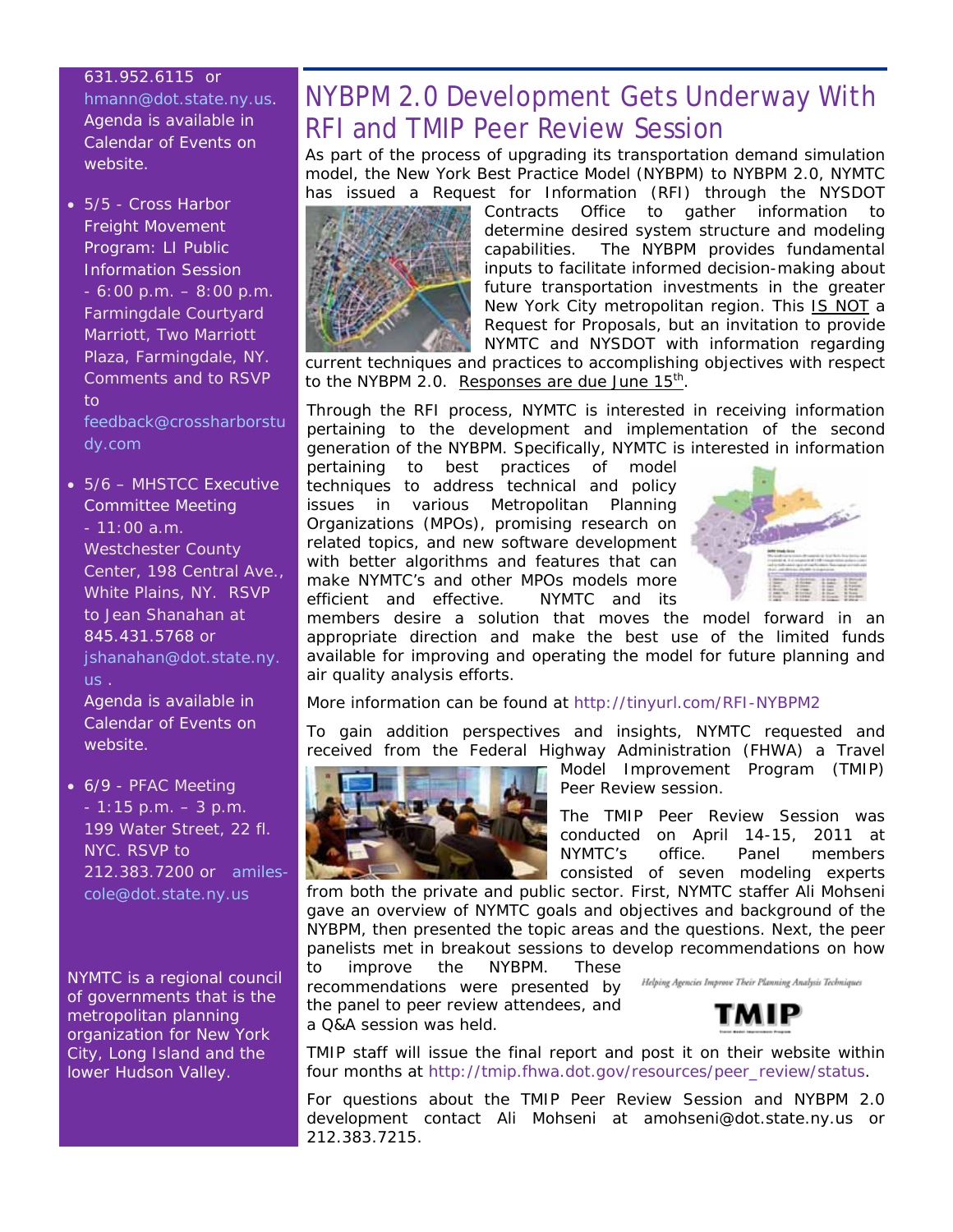631.952.6115 or hmann@dot.state.ny.us. Agenda is available in Calendar of Events on website.

- 5/5 - Cross Harbor Freight Movement Program: LI Public Information Session - 6:00 p.m. – 8:00 p.m. Farmingdale Courtyard Marriott, Two Marriott Plaza, Farmingdale, NY. Comments and to RSVP to feedback@crossharborstudy.com
- 5/6 – MHSTCC Executive Committee Meeting - 11:00 a.m. Westchester County Center, 198 Central Ave., White Plains, NY. RSVP to Jean Shanahan at 845.431.5768 or jshanahan@dot.state.ny.us .

  Agenda is available in Calendar of Events on website.
- 6/9 - PFAC Meeting - 1:15 p.m. – 3 p.m. 199 Water Street, 22 fl. NYC. RSVP to 212.383.7200 or amiles-cole@dot.state.ny.us

NYMTC is a regional council of governments that is the metropolitan planning organization for New York City, Long Island and the lower Hudson Valley.

# NYBPM 2.0 Development Gets Underway With RFI and TMIP Peer Review Session

As part of the process of upgrading its transportation demand simulation model, the New York Best Practice Model (NYBPM) to NYBPM 2.0, NYMTC has issued a Request for Information (RFI) through the NYSDOT Contracts Office to gather information to determine desired system structure and modeling capabilities. The NYBPM provides fundamental inputs to facilitate informed decision-making about future transportation investments in the greater New York City metropolitan region. This IS NOT a Request for Proposals, but an invitation to provide NYMTC and NYSDOT with information regarding current techniques and practices to accomplishing objectives with respect to the NYBPM 2.0. Responses are due June 15th.

Through the RFI process, NYMTC is interested in receiving information pertaining to the development and implementation of the second generation of the NYBPM. Specifically, NYMTC is interested in information pertaining to best practices of model techniques to address technical and policy issues in various Metropolitan Planning Organizations (MPOs), promising research on related topics, and new software development with better algorithms and features that can make NYMTC's and other MPOs models more efficient and effective. NYMTC and its members desire a solution that moves the model forward in an appropriate direction and make the best use of the limited funds available for improving and operating the model for future planning and air quality analysis efforts.

More information can be found at http://tinyurl.com/RFI-NYBPM2

To gain addition perspectives and insights, NYMTC requested and received from the Federal Highway Administration (FHWA) a Travel Model Improvement Program (TMIP) Peer Review session.

The TMIP Peer Review Session was conducted on April 14-15, 2011 at NYMTC's office. Panel members consisted of seven modeling experts from both the private and public sector. First, NYMTC staffer Ali Mohseni gave an overview of NYMTC goals and objectives and background of the NYBPM, then presented the topic areas and the questions. Next, the peer panelists met in breakout sessions to develop recommendations on how to improve the NYBPM. These recommendations were presented by the panel to peer review attendees, and a Q&A session was held.

TMIP staff will issue the final report and post it on their website within four months at http://tmip.fhwa.dot.gov/resources/peer_review/status.

For questions about the TMIP Peer Review Session and NYBPM 2.0 development contact Ali Mohseni at amohseni@dot.state.ny.us or 212.383.7215.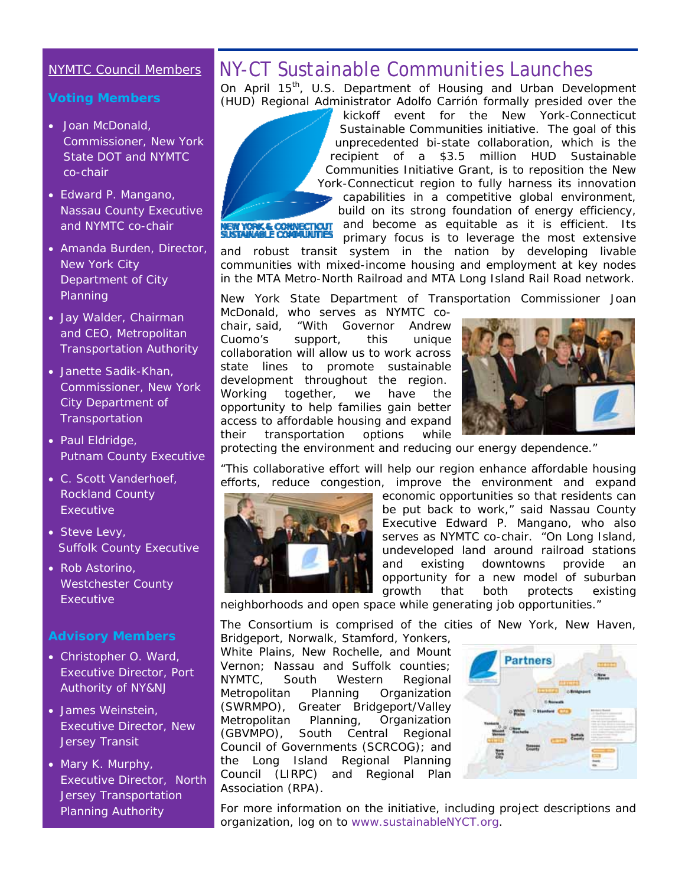## NYMTC Council Members

### Voting Members

- Joan McDonald, Commissioner, New York State DOT and NYMTC co-chair
- Edward P. Mangano, Nassau County Executive and NYMTC co-chair
- Amanda Burden, Director, New York City Department of City Planning
- Jay Walder, Chairman and CEO, Metropolitan Transportation Authority
- Janette Sadik-Khan, Commissioner, New York City Department of Transportation
- Paul Eldridge, Putnam County Executive
- C. Scott Vanderhoef, Rockland County Executive
- Steve Levy, Suffolk County Executive
- Rob Astorino, Westchester County Executive

### Advisory Members

- Christopher O. Ward, Executive Director, Port Authority of NY&NJ
- James Weinstein, Executive Director, New Jersey Transit
- Mary K. Murphy, Executive Director, North Jersey Transportation Planning Authority

# NY-CT Sustainable Communities Launches

On April 15th, U.S. Department of Housing and Urban Development (HUD) Regional Administrator Adolfo Carrión formally presided over the kickoff event for the New York-Connecticut Sustainable Communities initiative. The goal of this unprecedented bi-state collaboration, which is the recipient of a $3.5 million HUD Sustainable Communities Initiative Grant, is to reposition the New York-Connecticut region to fully harness its innovation capabilities in a competitive global environment, build on its strong foundation of energy efficiency, and become as equitable as it is efficient. Its primary focus is to leverage the most extensive and robust transit system in the nation by developing livable communities with mixed-income housing and employment at key nodes in the MTA Metro-North Railroad and MTA Long Island Rail Road network.

New York State Department of Transportation Commissioner Joan McDonald, who serves as NYMTC co-chair, said, "With Governor Andrew Cuomo's support, this unique collaboration will allow us to work across state lines to promote sustainable development throughout the region. Working together, we have the opportunity to help families gain better access to affordable housing and expand their transportation options while protecting the environment and reducing our energy dependence."

"This collaborative effort will help our region enhance affordable housing efforts, reduce congestion, improve the environment and expand economic opportunities so that residents can be put back to work," said Nassau County Executive Edward P. Mangano, who also serves as NYMTC co-chair. "On Long Island, undeveloped land around railroad stations and existing downtowns provide an opportunity for a new model of suburban growth that both protects existing neighborhoods and open space while generating job opportunities."

The Consortium is comprised of the cities of New York, New Haven, Bridgeport, Norwalk, Stamford, Yonkers, White Plains, New Rochelle, and Mount Vernon; Nassau and Suffolk counties; NYMTC, South Western Regional Metropolitan Planning Organization (SWRMPO), Greater Bridgeport/Valley Metropolitan Planning, Organization (GBVMPO), South Central Regional Council of Governments (SCRCOG); and the Long Island Regional Planning Council (LIRPC) and Regional Plan Association (RPA).

For more information on the initiative, including project descriptions and organization, log on to www.sustainableNYCT.org.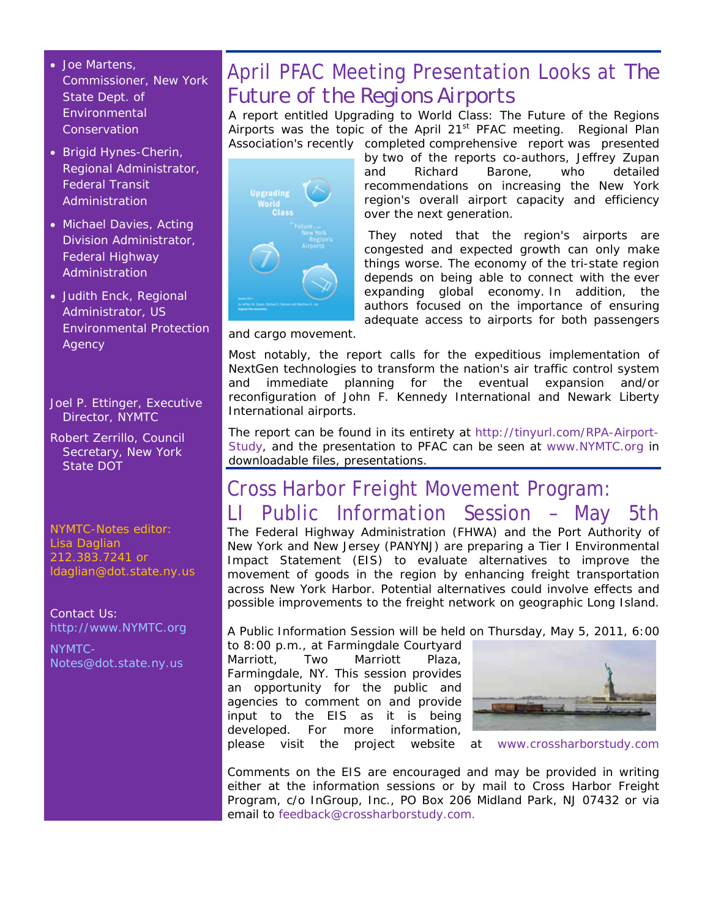- Joe Martens, Commissioner, New York State Dept. of Environmental Conservation
- Brigid Hynes-Cherin, Regional Administrator, Federal Transit Administration
- Michael Davies, Acting Division Administrator, Federal Highway Administration
- Judith Enck, Regional Administrator, US Environmental Protection Agency

Joel P. Ettinger, Executive Director, NYMTC

Robert Zerrillo, Council Secretary, New York State DOT

NYMTC-Notes editor: Lisa Daglian 212.383.7241 or ldaglian@dot.state.ny.us

Contact Us: http://www.NYMTC.org

NYMTC-Notes@dot.state.ny.us

## April PFAC Meeting Presentation Looks at The Future of the Regions Airports

A report entitled Upgrading to World Class: The Future of the Regions Airports was the topic of the April 21st PFAC meeting. Regional Plan Association's recently completed comprehensive report was presented by two of the reports co-authors, Jeffrey Zupan and Richard Barone, who detailed recommendations on increasing the New York region's overall airport capacity and efficiency over the next generation.

They noted that the region's airports are congested and expected growth can only make things worse. The economy of the tri-state region depends on being able to connect with the ever expanding global economy. In addition, the authors focused on the importance of ensuring adequate access to airports for both passengers and cargo movement.

Most notably, the report calls for the expeditious implementation of NextGen technologies to transform the nation's air traffic control system and immediate planning for the eventual expansion and/or reconfiguration of John F. Kennedy International and Newark Liberty International airports.

The report can be found in its entirety at http://tinyurl.com/RPA-Airport-Study, and the presentation to PFAC can be seen at www.NYMTC.org in downloadable files, presentations.

## Cross Harbor Freight Movement Program: LI Public Information Session – May 5th

The Federal Highway Administration (FHWA) and the Port Authority of New York and New Jersey (PANYNJ) are preparing a Tier I Environmental Impact Statement (EIS) to evaluate alternatives to improve the movement of goods in the region by enhancing freight transportation across New York Harbor. Potential alternatives could involve effects and possible improvements to the freight network on geographic Long Island.

A Public Information Session will be held on Thursday, May 5, 2011, 6:00 to 8:00 p.m., at Farmingdale Courtyard Marriott, Two Marriott Plaza, Farmingdale, NY. This session provides an opportunity for the public and agencies to comment on and provide input to the EIS as it is being developed. For more information, please visit the project website at www.crossharborstudy.com

Comments on the EIS are encouraged and may be provided in writing either at the information sessions or by mail to Cross Harbor Freight Program, c/o InGroup, Inc., PO Box 206 Midland Park, NJ 07432 or via email to feedback@crossharborstudy.com.